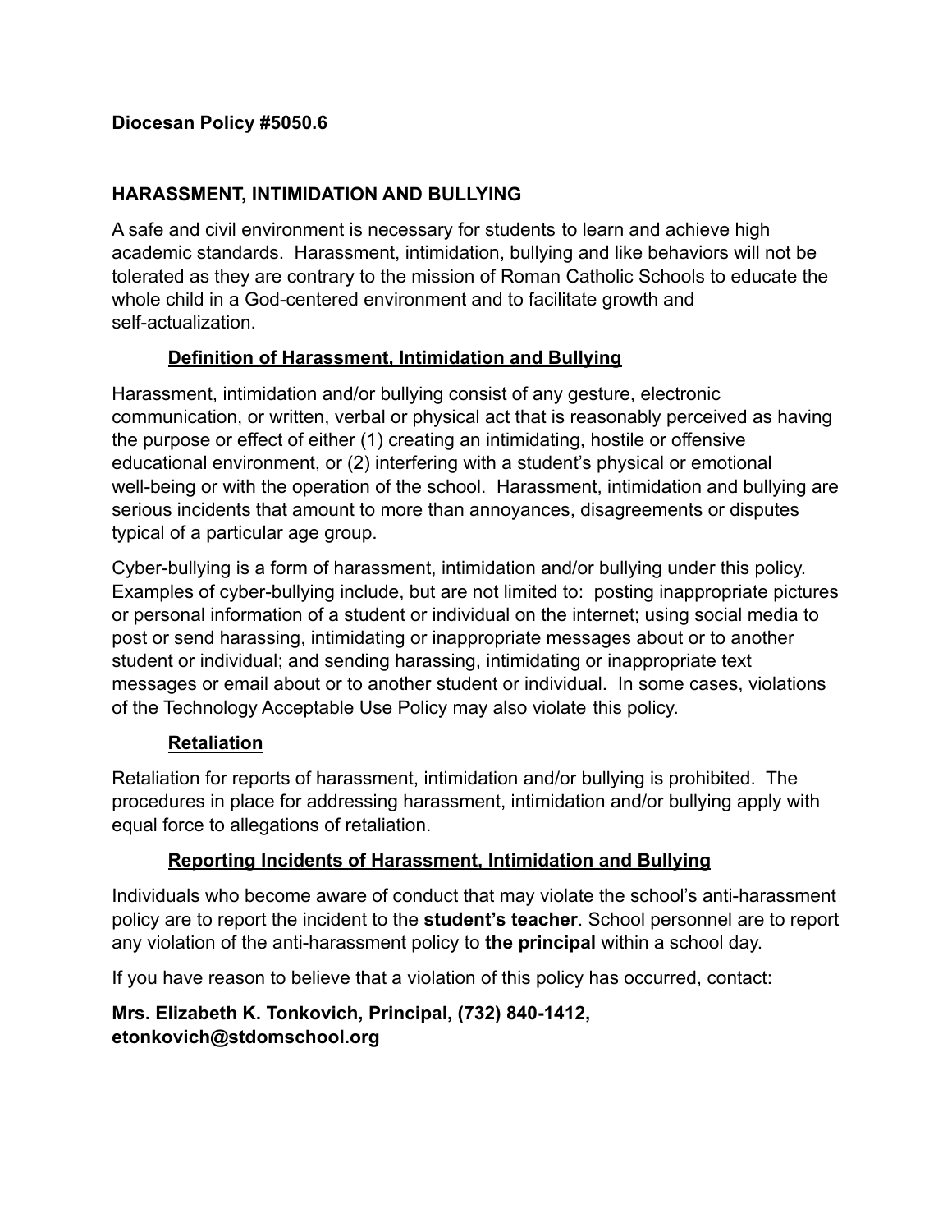**Diocesan Policy #5050.6**

## HARASSMENT, INTIMIDATION AND BULLYING

A safe and civil environment is necessary for students to learn and achieve high academic standards. Harassment, intimidation, bullying and like behaviors will not be tolerated as they are contrary to the mission of Roman Catholic Schools to educate the whole child in a God-centered environment and to facilitate growth and self-actualization.

### Definition of Harassment, Intimidation and Bullying

Harassment, intimidation and/or bullying consist of any gesture, electronic communication, or written, verbal or physical act that is reasonably perceived as having the purpose or effect of either (1) creating an intimidating, hostile or offensive educational environment, or (2) interfering with a student's physical or emotional well-being or with the operation of the school. Harassment, intimidation and bullying are serious incidents that amount to more than annoyances, disagreements or disputes typical of a particular age group.

Cyber-bullying is a form of harassment, intimidation and/or bullying under this policy. Examples of cyber-bullying include, but are not limited to: posting inappropriate pictures or personal information of a student or individual on the internet; using social media to post or send harassing, intimidating or inappropriate messages about or to another student or individual; and sending harassing, intimidating or inappropriate text messages or email about or to another student or individual. In some cases, violations of the Technology Acceptable Use Policy may also violate this policy.

### Retaliation

Retaliation for reports of harassment, intimidation and/or bullying is prohibited. The procedures in place for addressing harassment, intimidation and/or bullying apply with equal force to allegations of retaliation.

### Reporting Incidents of Harassment, Intimidation and Bullying

Individuals who become aware of conduct that may violate the school's anti-harassment policy are to report the incident to the **student's teacher**. School personnel are to report any violation of the anti-harassment policy to **the principal** within a school day.

If you have reason to believe that a violation of this policy has occurred, contact:

**Mrs. Elizabeth K. Tonkovich, Principal, (732) 840-1412, etonkovich@stdomschool.org**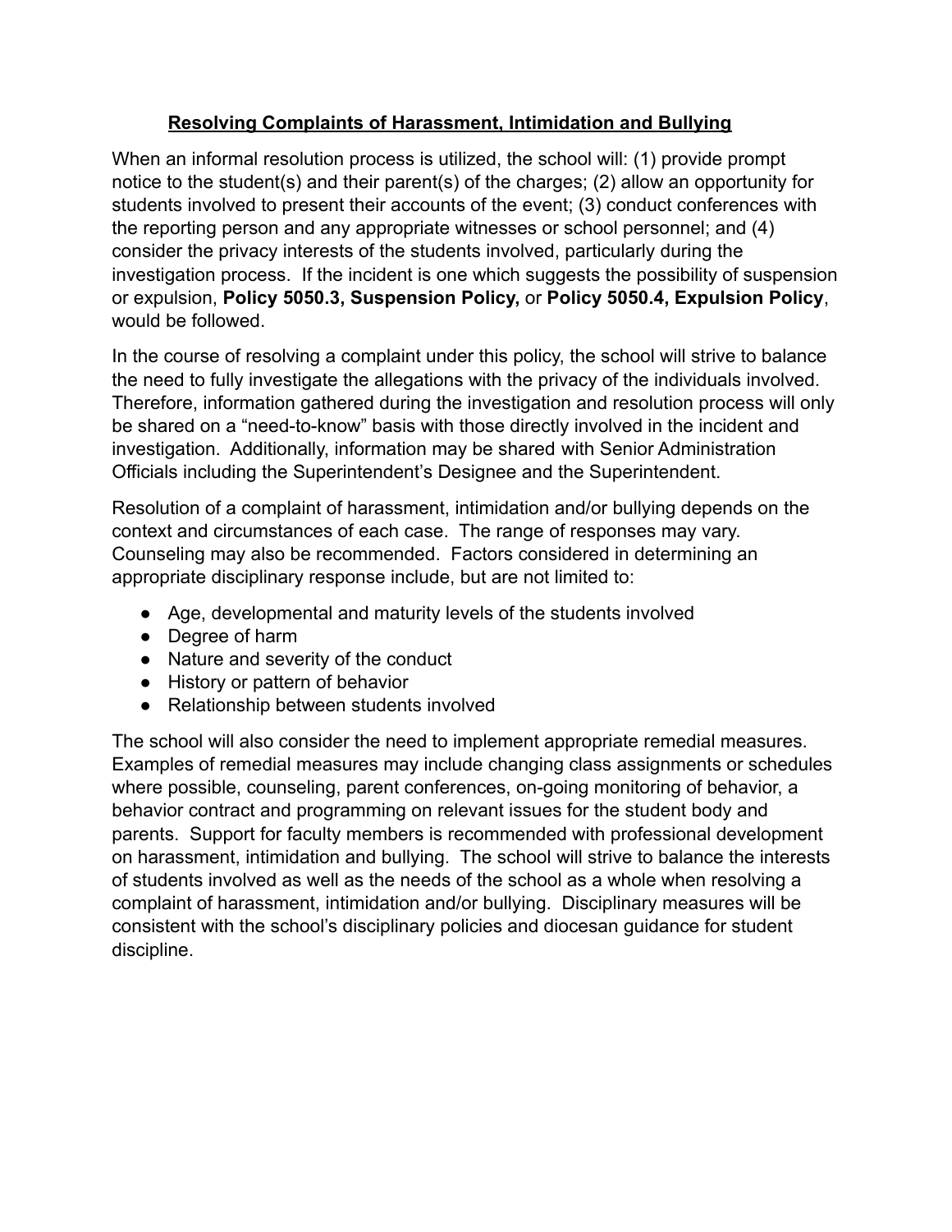## **Resolving Complaints of Harassment, Intimidation and Bullying**

When an informal resolution process is utilized, the school will: (1) provide prompt notice to the student(s) and their parent(s) of the charges; (2) allow an opportunity for students involved to present their accounts of the event; (3) conduct conferences with the reporting person and any appropriate witnesses or school personnel; and (4) consider the privacy interests of the students involved, particularly during the investigation process. If the incident is one which suggests the possibility of suspension or expulsion, **Policy 5050.3, Suspension Policy,** or **Policy 5050.4, Expulsion Policy**, would be followed.

In the course of resolving a complaint under this policy, the school will strive to balance the need to fully investigate the allegations with the privacy of the individuals involved. Therefore, information gathered during the investigation and resolution process will only be shared on a "need-to-know" basis with those directly involved in the incident and investigation. Additionally, information may be shared with Senior Administration Officials including the Superintendent's Designee and the Superintendent.

Resolution of a complaint of harassment, intimidation and/or bullying depends on the context and circumstances of each case. The range of responses may vary. Counseling may also be recommended. Factors considered in determining an appropriate disciplinary response include, but are not limited to:

- Age, developmental and maturity levels of the students involved
- Degree of harm
- Nature and severity of the conduct
- History or pattern of behavior
- Relationship between students involved

The school will also consider the need to implement appropriate remedial measures. Examples of remedial measures may include changing class assignments or schedules where possible, counseling, parent conferences, on-going monitoring of behavior, a behavior contract and programming on relevant issues for the student body and parents. Support for faculty members is recommended with professional development on harassment, intimidation and bullying. The school will strive to balance the interests of students involved as well as the needs of the school as a whole when resolving a complaint of harassment, intimidation and/or bullying. Disciplinary measures will be consistent with the school's disciplinary policies and diocesan guidance for student discipline.